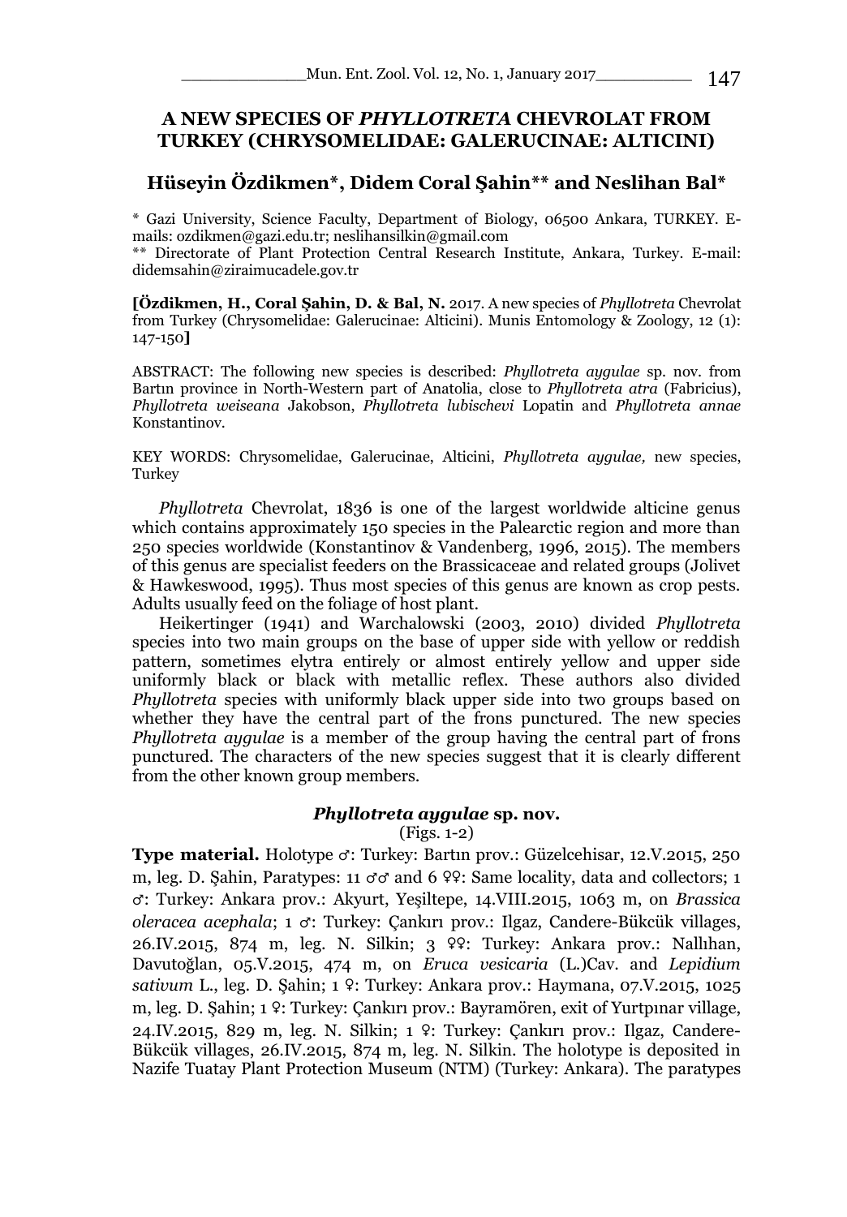# A NEW SPECIES OF *PHYLLOTRETA* CHEVROLAT FROM TURKEY (CHRYSOMELIDAE: GALERUCINAE: ALTICINI)

## Hüseyin Özdikmen*, Didem Coral Şahin** and Neslihan Bal*

\* Gazi University, Science Faculty, Department of Biology, 06500 Ankara, TURKEY. E-mails: ozdikmen@gazi.edu.tr; neslihansilkin@gmail.com

\*\* Directorate of Plant Protection Central Research Institute, Ankara, Turkey. E-mail: didemsahin@ziraimucadele.gov.tr

**[Özdikmen, H., Coral Şahin, D. & Bal, N.** 2017. A new species of *Phyllotreta* Chevrolat from Turkey (Chrysomelidae: Galerucinae: Alticini). Munis Entomology & Zoology, 12 (1): 147-150**]**

ABSTRACT: The following new species is described: ***Phyllotreta aygulae*** **sp. nov.** from Bartın province in North-Western part of Anatolia, close to *Phyllotreta atra* (Fabricius), *Phyllotreta weiseana* Jakobson, *Phyllotreta lubischevi* Lopatin and *Phyllotreta annae* Konstantinov.

KEY WORDS: Chrysomelidae, Galerucinae, Alticini, *Phyllotreta aygulae,* new species, Turkey

*Phyllotreta* Chevrolat, 1836 is one of the largest worldwide alticine genus which contains approximately 150 species in the Palearctic region and more than 250 species worldwide (Konstantinov & Vandenberg, 1996, 2015). The members of this genus are specialist feeders on the Brassicaceae and related groups (Jolivet & Hawkeswood, 1995). Thus most species of this genus are known as crop pests. Adults usually feed on the foliage of host plant.

Heikertinger (1941) and Warchalowski (2003, 2010) divided *Phyllotreta* species into two main groups on the base of upper side with yellow or reddish pattern, sometimes elytra entirely or almost entirely yellow and upper side uniformly black or black with metallic reflex. These authors also divided *Phyllotreta* species with uniformly black upper side into two groups based on whether they have the central part of the frons punctured. The new species *Phyllotreta aygulae* is a member of the group having the central part of frons punctured. The characters of the new species suggest that it is clearly different from the other known group members.

### *Phyllotreta aygulae* sp. nov.

(Figs. 1-2)

**Type material.** Holotype ♂: Turkey: Bartın prov.: Güzelcehisar, 12.V.2015, 250 m, leg. D. Şahin, Paratypes: 11 ♂♂ and 6 ♀♀: Same locality, data and collectors; 1 ♂: Turkey: Ankara prov.: Akyurt, Yeşiltepe, 14.VIII.2015, 1063 m, on *Brassica oleracea acephala*; 1 ♂: Turkey: Çankırı prov.: Ilgaz, Candere-Bükcük villages, 26.IV.2015, 874 m, leg. N. Silkin; 3 ♀♀: Turkey: Ankara prov.: Nallıhan, Davutoğlan, 05.V.2015, 474 m, on *Eruca vesicaria* (L.)Cav. and *Lepidium sativum* L., leg. D. Şahin; 1 ♀: Turkey: Ankara prov.: Haymana, 07.V.2015, 1025 m, leg. D. Şahin; 1 ♀: Turkey: Çankırı prov.: Bayramören, exit of Yurtpınar village, 24.IV.2015, 829 m, leg. N. Silkin; 1 ♀: Turkey: Çankırı prov.: Ilgaz, Candere-Bükcük villages, 26.IV.2015, 874 m, leg. N. Silkin. The holotype is deposited in Nazife Tuatay Plant Protection Museum (NTM) (Turkey: Ankara). The paratypes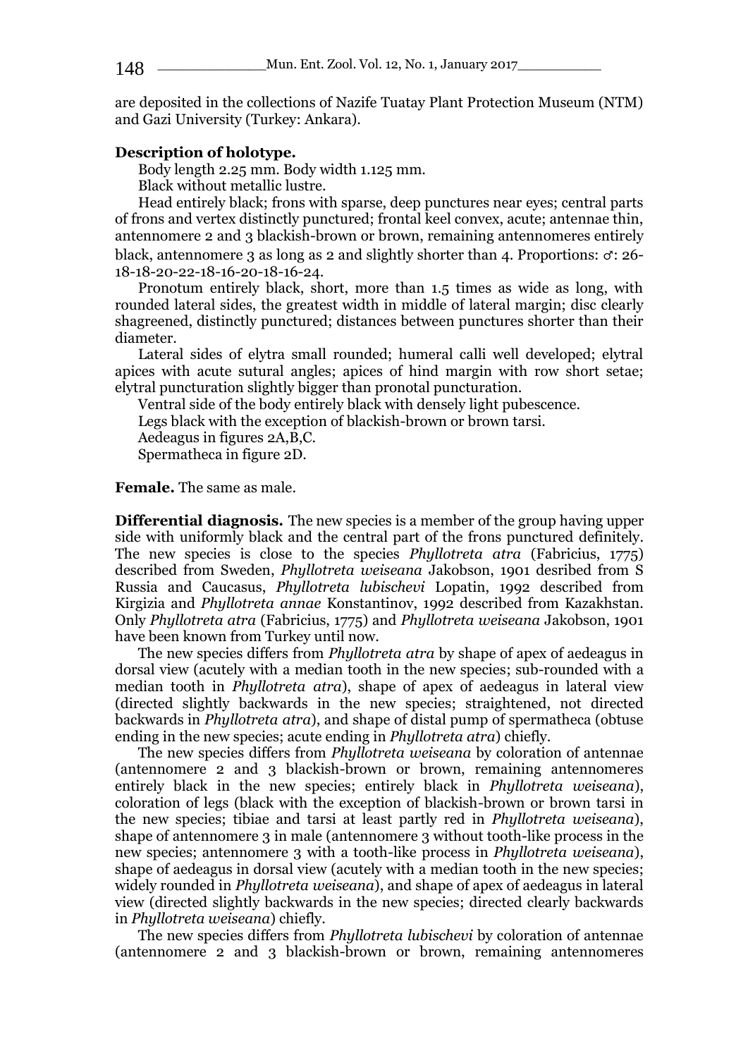are deposited in the collections of Nazife Tuatay Plant Protection Museum (NTM) and Gazi University (Turkey: Ankara).

**Description of holotype.**

Body length 2.25 mm. Body width 1.125 mm.

Black without metallic lustre.

Head entirely black; frons with sparse, deep punctures near eyes; central parts of frons and vertex distinctly punctured; frontal keel convex, acute; antennae thin, antennomere 2 and 3 blackish-brown or brown, remaining antennomeres entirely black, antennomere 3 as long as 2 and slightly shorter than 4. Proportions: ♂: 26-18-18-20-22-18-16-20-18-16-24.

Pronotum entirely black, short, more than 1.5 times as wide as long, with rounded lateral sides, the greatest width in middle of lateral margin; disc clearly shagreened, distinctly punctured; distances between punctures shorter than their diameter.

Lateral sides of elytra small rounded; humeral calli well developed; elytral apices with acute sutural angles; apices of hind margin with row short setae; elytral puncturation slightly bigger than pronotal puncturation.

Ventral side of the body entirely black with densely light pubescence.

Legs black with the exception of blackish-brown or brown tarsi.

Aedeagus in figures 2A,B,C.

Spermatheca in figure 2D.

**Female.** The same as male.

**Differential diagnosis.** The new species is a member of the group having upper side with uniformly black and the central part of the frons punctured definitely. The new species is close to the species *Phyllotreta atra* (Fabricius, 1775) described from Sweden, *Phyllotreta weiseana* Jakobson, 1901 desribed from S Russia and Caucasus, *Phyllotreta lubischevi* Lopatin, 1992 described from Kirgizia and *Phyllotreta annae* Konstantinov, 1992 described from Kazakhstan. Only *Phyllotreta atra* (Fabricius, 1775) and *Phyllotreta weiseana* Jakobson, 1901 have been known from Turkey until now.

The new species differs from *Phyllotreta atra* by shape of apex of aedeagus in dorsal view (acutely with a median tooth in the new species; sub-rounded with a median tooth in *Phyllotreta atra*), shape of apex of aedeagus in lateral view (directed slightly backwards in the new species; straightened, not directed backwards in *Phyllotreta atra*), and shape of distal pump of spermatheca (obtuse ending in the new species; acute ending in *Phyllotreta atra*) chiefly.

The new species differs from *Phyllotreta weiseana* by coloration of antennae (antennomere 2 and 3 blackish-brown or brown, remaining antennomeres entirely black in the new species; entirely black in *Phyllotreta weiseana*), coloration of legs (black with the exception of blackish-brown or brown tarsi in the new species; tibiae and tarsi at least partly red in *Phyllotreta weiseana*), shape of antennomere 3 in male (antennomere 3 without tooth-like process in the new species; antennomere 3 with a tooth-like process in *Phyllotreta weiseana*), shape of aedeagus in dorsal view (acutely with a median tooth in the new species; widely rounded in *Phyllotreta weiseana*), and shape of apex of aedeagus in lateral view (directed slightly backwards in the new species; directed clearly backwards in *Phyllotreta weiseana*) chiefly.

The new species differs from *Phyllotreta lubischevi* by coloration of antennae (antennomere 2 and 3 blackish-brown or brown, remaining antennomeres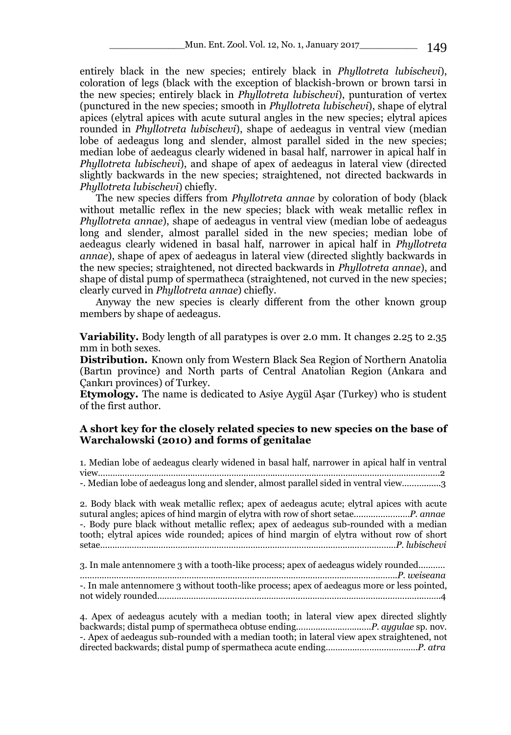entirely black in the new species; entirely black in *Phyllotreta lubischevi*), coloration of legs (black with the exception of blackish-brown or brown tarsi in the new species; entirely black in *Phyllotreta lubischevi*), punturation of vertex (punctured in the new species; smooth in *Phyllotreta lubischevi*), shape of elytral apices (elytral apices with acute sutural angles in the new species; elytral apices rounded in *Phyllotreta lubischevi*), shape of aedeagus in ventral view (median lobe of aedeagus long and slender, almost parallel sided in the new species; median lobe of aedeagus clearly widened in basal half, narrower in apical half in *Phyllotreta lubischevi*), and shape of apex of aedeagus in lateral view (directed slightly backwards in the new species; straightened, not directed backwards in *Phyllotreta lubischevi*) chiefly.

The new species differs from *Phyllotreta annae* by coloration of body (black without metallic reflex in the new species; black with weak metallic reflex in *Phyllotreta annae*), shape of aedeagus in ventral view (median lobe of aedeagus long and slender, almost parallel sided in the new species; median lobe of aedeagus clearly widened in basal half, narrower in apical half in *Phyllotreta annae*), shape of apex of aedeagus in lateral view (directed slightly backwards in the new species; straightened, not directed backwards in *Phyllotreta annae*), and shape of distal pump of spermatheca (straightened, not curved in the new species; clearly curved in *Phyllotreta annae*) chiefly.

Anyway the new species is clearly different from the other known group members by shape of aedeagus.

**Variability.** Body length of all paratypes is over 2.0 mm. It changes 2.25 to 2.35 mm in both sexes.

**Distribution.** Known only from Western Black Sea Region of Northern Anatolia (Bartın province) and North parts of Central Anatolian Region (Ankara and Çankırı provinces) of Turkey.

**Etymology.** The name is dedicated to Asiye Aygül Aşar (Turkey) who is student of the first author.

### A short key for the closely related species to new species on the base of Warchalowski (2010) and forms of genitalae

1. Median lobe of aedeagus clearly widened in basal half, narrower in apical half in ventral view..........2
-. Median lobe of aedeagus long and slender, almost parallel sided in ventral view..........3

2. Body black with weak metallic reflex; apex of aedeagus acute; elytral apices with acute sutural angles; apices of hind margin of elytra with row of short setae..........*P. annae*
-. Body pure black without metallic reflex; apex of aedeagus sub-rounded with a median tooth; elytral apices wide rounded; apices of hind margin of elytra without row of short setae..........*P. lubischevi*

3. In male antennomere 3 with a tooth-like process; apex of aedeagus widely rounded..........*P. weiseana*
-. In male antennomere 3 without tooth-like process; apex of aedeagus more or less pointed, not widely rounded..........4

4. Apex of aedeagus acutely with a median tooth; in lateral view apex directed slightly backwards; distal pump of spermatheca obtuse ending..........*P. aygulae* sp. nov.
-. Apex of aedeagus sub-rounded with a median tooth; in lateral view apex straightened, not directed backwards; distal pump of spermatheca acute ending..........*P. atra*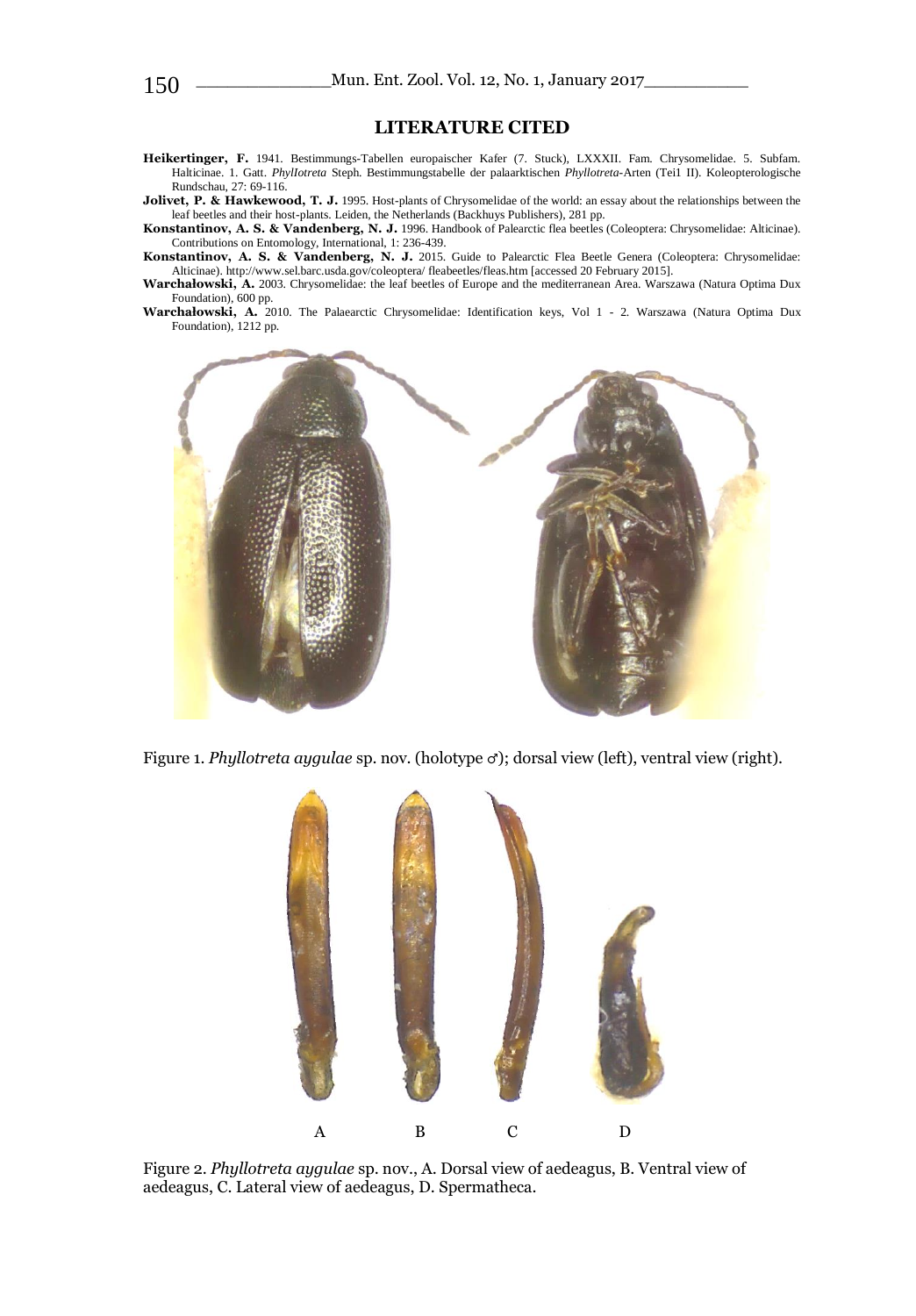## LITERATURE CITED

**Heikertinger, F.** 1941. Bestimmungs-Tabellen europaischer Kafer (7. Stuck), LXXXII. Fam. Chrysomelidae. 5. Subfam. Halticinae. 1. Gatt. *PhylIotreta* Steph. Bestimmungstabelle der palaarktischen *Phyllotreta*-Arten (Tei1 II). Koleopterologische Rundschau, 27: 69-116.

**Jolivet, P. & Hawkewood, T. J.** 1995. Host-plants of Chrysomelidae of the world: an essay about the relationships between the leaf beetles and their host-plants. Leiden, the Netherlands (Backhuys Publishers), 281 pp.

**Konstantinov, A. S. & Vandenberg, N. J.** 1996. Handbook of Palearctic flea beetles (Coleoptera: Chrysomelidae: Alticinae). Contributions on Entomology, International, 1: 236-439.

**Konstantinov, A. S. & Vandenberg, N. J.** 2015. Guide to Palearctic Flea Beetle Genera (Coleoptera: Chrysomelidae: Alticinae). http://www.sel.barc.usda.gov/coleoptera/ fleabeetles/fleas.htm [accessed 20 February 2015].

**Warchałowski, A.** 2003. Chrysomelidae: the leaf beetles of Europe and the mediterranean Area. Warszawa (Natura Optima Dux Foundation), 600 pp.

**Warchałowski, A.** 2010. The Palaearctic Chrysomelidae: Identification keys, Vol 1 - 2. Warszawa (Natura Optima Dux Foundation), 1212 pp.

Figure 1. *Phyllotreta aygulae* sp. nov. (holotype ♂); dorsal view (left), ventral view (right).

A B C D

Figure 2. *Phyllotreta aygulae* sp. nov., A. Dorsal view of aedeagus, B. Ventral view of aedeagus, C. Lateral view of aedeagus, D. Spermatheca.